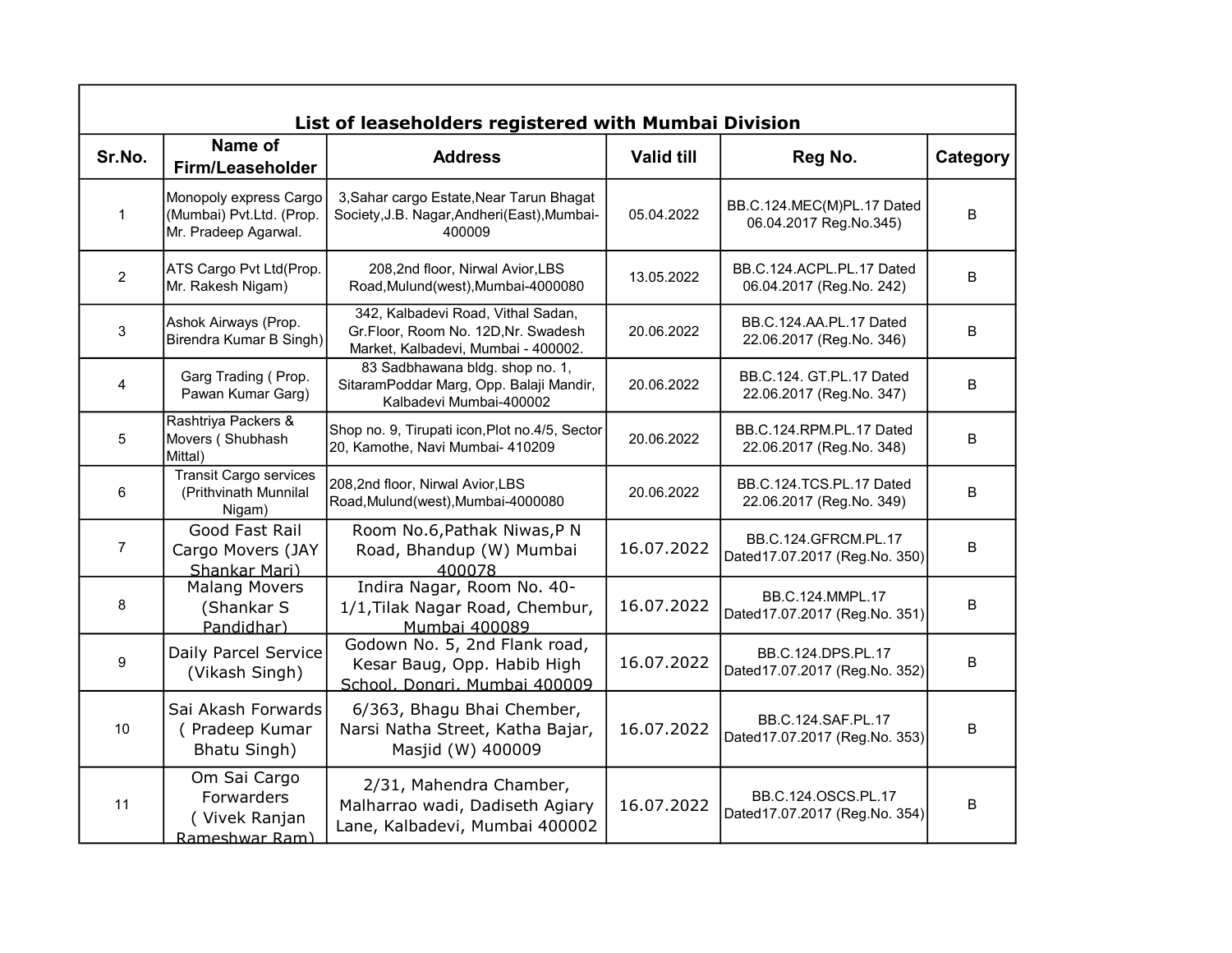## List of leaseholders registered with Mumbai Division

| Sr.No. | Name of Firm/Leaseholder | Address | Valid till | Reg No. | Category |
|---|---|---|---|---|---|
| 1 | Monopoly express Cargo (Mumbai) Pvt.Ltd. (Prop. Mr. Pradeep Agarwal. | 3,Sahar cargo Estate,Near Tarun Bhagat Society,J.B. Nagar,Andheri(East),Mumbai-400009 | 05.04.2022 | BB.C.124.MEC(M)PL.17 Dated 06.04.2017 Reg.No.345) | B |
| 2 | ATS Cargo Pvt Ltd(Prop. Mr. Rakesh Nigam) | 208,2nd floor, Nirwal Avior,LBS Road,Mulund(west),Mumbai-4000080 | 13.05.2022 | BB.C.124.ACPL.PL.17 Dated 06.04.2017 (Reg.No. 242) | B |
| 3 | Ashok Airways (Prop. Birendra Kumar B Singh) | 342, Kalbadevi Road, Vithal Sadan, Gr.Floor, Room No. 12D,Nr. Swadesh Market, Kalbadevi, Mumbai - 400002. | 20.06.2022 | BB.C.124.AA.PL.17 Dated 22.06.2017 (Reg.No. 346) | B |
| 4 | Garg Trading ( Prop. Pawan Kumar Garg) | 83 Sadbhawana bldg. shop no. 1, SitaramPoddar Marg, Opp. Balaji Mandir, Kalbadevi Mumbai-400002 | 20.06.2022 | BB.C.124. GT.PL.17 Dated 22.06.2017 (Reg.No. 347) | B |
| 5 | Rashtriya Packers & Movers ( Shubhash Mittal) | Shop no. 9, Tirupati icon,Plot no.4/5, Sector 20, Kamothe, Navi Mumbai- 410209 | 20.06.2022 | BB.C.124.RPM.PL.17 Dated 22.06.2017 (Reg.No. 348) | B |
| 6 | Transit Cargo services (Prithvinath Munnilal Nigam) | 208,2nd floor, Nirwal Avior,LBS Road,Mulund(west),Mumbai-4000080 | 20.06.2022 | BB.C.124.TCS.PL.17 Dated 22.06.2017 (Reg.No. 349) | B |
| 7 | Good Fast Rail Cargo Movers (JAY Shankar Mari) | Room No.6,Pathak Niwas,P N Road, Bhandup (W) Mumbai 400078 | 16.07.2022 | BB.C.124.GFRCM.PL.17 Dated17.07.2017 (Reg.No. 350) | B |
| 8 | Malang Movers (Shankar S Pandidhar) | Indira Nagar, Room No. 40-1/1,Tilak Nagar Road, Chembur, Mumbai 400089 | 16.07.2022 | BB.C.124.MMPL.17 Dated17.07.2017 (Reg.No. 351) | B |
| 9 | Daily Parcel Service (Vikash Singh) | Godown No. 5, 2nd Flank road, Kesar Baug, Opp. Habib High School, Dongri, Mumbai 400009 | 16.07.2022 | BB.C.124.DPS.PL.17 Dated17.07.2017 (Reg.No. 352) | B |
| 10 | Sai Akash Forwards ( Pradeep Kumar Bhatu Singh) | 6/363, Bhagu Bhai Chember, Narsi Natha Street, Katha Bajar, Masjid (W) 400009 | 16.07.2022 | BB.C.124.SAF.PL.17 Dated17.07.2017 (Reg.No. 353) | B |
| 11 | Om Sai Cargo Forwarders ( Vivek Ranjan Rameshwar Ram) | 2/31, Mahendra Chamber, Malharrao wadi, Dadiseth Agiary Lane, Kalbadevi, Mumbai 400002 | 16.07.2022 | BB.C.124.OSCS.PL.17 Dated17.07.2017 (Reg.No. 354) | B |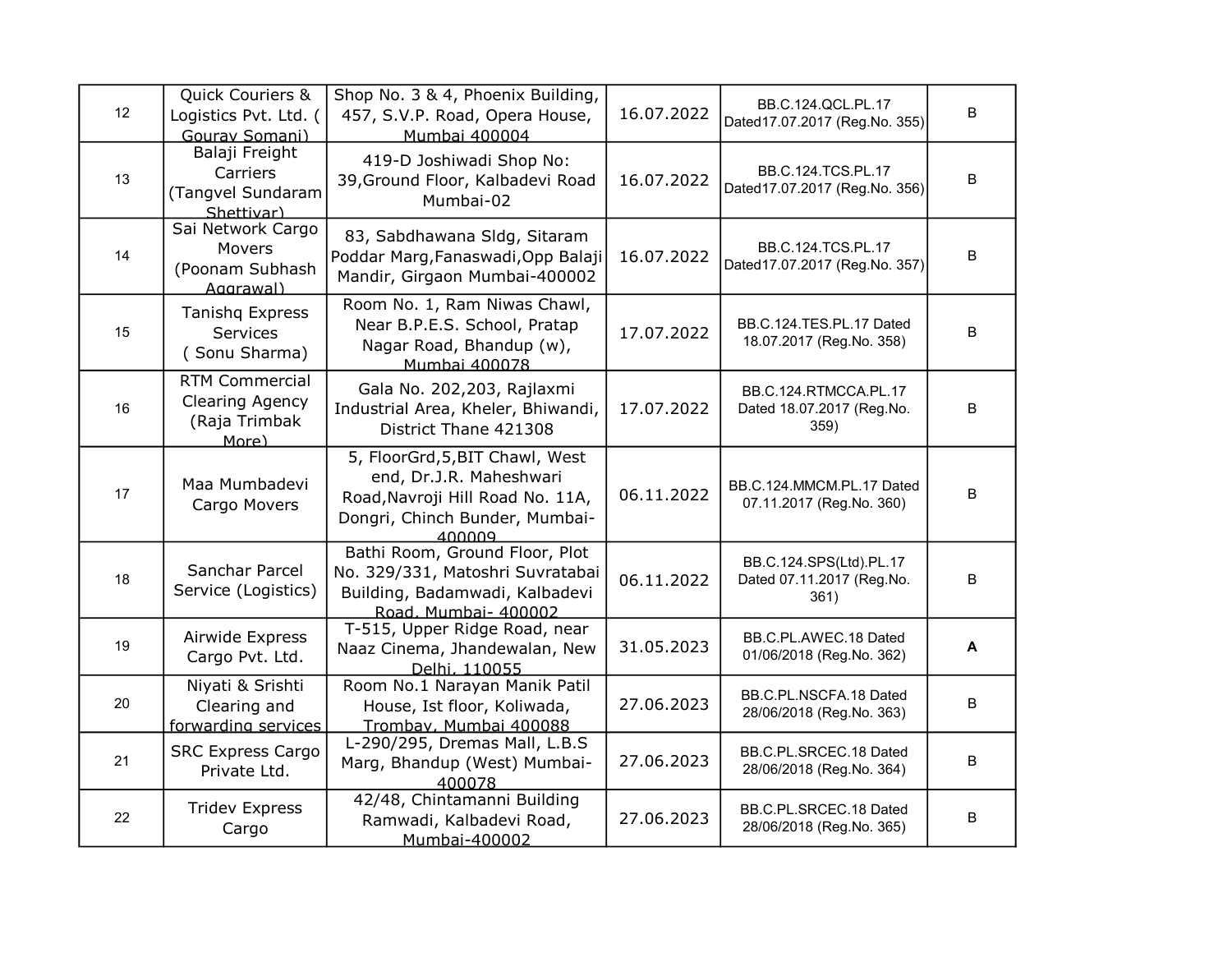| | | | | | |
|---|---|---|---|---|---|
| 12 | Quick Couriers & Logistics Pvt. Ltd. ( Gourav Somani) | Shop No. 3 & 4, Phoenix Building, 457, S.V.P. Road, Opera House, Mumbai 400004 | 16.07.2022 | BB.C.124.QCL.PL.17 Dated17.07.2017 (Reg.No. 355) | B |
| 13 | Balaji Freight Carriers (Tangvel Sundaram Shettiyar) | 419-D Joshiwadi Shop No: 39,Ground Floor, Kalbadevi Road Mumbai-02 | 16.07.2022 | BB.C.124.TCS.PL.17 Dated17.07.2017 (Reg.No. 356) | B |
| 14 | Sai Network Cargo Movers (Poonam Subhash Aggrawal) | 83, Sabdhawana Sldg, Sitaram Poddar Marg,Fanaswadi,Opp Balaji Mandir, Girgaon Mumbai-400002 | 16.07.2022 | BB.C.124.TCS.PL.17 Dated17.07.2017 (Reg.No. 357) | B |
| 15 | Tanishq Express Services ( Sonu Sharma) | Room No. 1, Ram Niwas Chawl, Near B.P.E.S. School, Pratap Nagar Road, Bhandup (w), Mumbai 400078 | 17.07.2022 | BB.C.124.TES.PL.17 Dated 18.07.2017 (Reg.No. 358) | B |
| 16 | RTM Commercial Clearing Agency (Raja Trimbak More) | Gala No. 202,203, Rajlaxmi Industrial Area, Kheler, Bhiwandi, District Thane 421308 | 17.07.2022 | BB.C.124.RTMCCA.PL.17 Dated 18.07.2017 (Reg.No. 359) | B |
| 17 | Maa Mumbadevi Cargo Movers | 5, FloorGrd,5,BIT Chawl, West end, Dr.J.R. Maheshwari Road,Navroji Hill Road No. 11A, Dongri, Chinch Bunder, Mumbai-400009 | 06.11.2022 | BB.C.124.MMCM.PL.17 Dated 07.11.2017 (Reg.No. 360) | B |
| 18 | Sanchar Parcel Service (Logistics) | Bathi Room, Ground Floor, Plot No. 329/331, Matoshri Suvratabai Building, Badamwadi, Kalbadevi Road, Mumbai- 400002 | 06.11.2022 | BB.C.124.SPS(Ltd).PL.17 Dated 07.11.2017 (Reg.No. 361) | B |
| 19 | Airwide Express Cargo Pvt. Ltd. | T-515, Upper Ridge Road, near Naaz Cinema, Jhandewalan, New Delhi, 110055 | 31.05.2023 | BB.C.PL.AWEC.18 Dated 01/06/2018 (Reg.No. 362) | **A** |
| 20 | Niyati & Srishti Clearing and forwarding services | Room No.1 Narayan Manik Patil House, Ist floor, Koliwada, Trombay, Mumbai 400088 | 27.06.2023 | BB.C.PL.NSCFA.18 Dated 28/06/2018 (Reg.No. 363) | B |
| 21 | SRC Express Cargo Private Ltd. | L-290/295, Dremas Mall, L.B.S Marg, Bhandup (West) Mumbai-400078 | 27.06.2023 | BB.C.PL.SRCEC.18 Dated 28/06/2018 (Reg.No. 364) | B |
| 22 | Tridev Express Cargo | 42/48, Chintamanni Building Ramwadi, Kalbadevi Road, Mumbai-400002 | 27.06.2023 | BB.C.PL.SRCEC.18 Dated 28/06/2018 (Reg.No. 365) | B |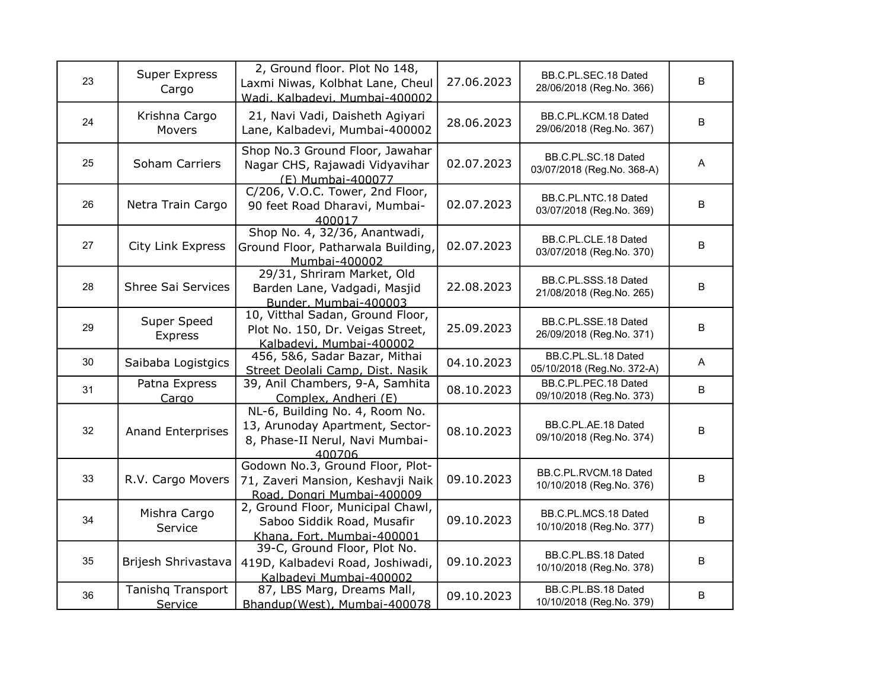| | | | | | |
|---|---|---|---|---|---|
| 23 | Super Express Cargo | 2, Ground floor. Plot No 148, Laxmi Niwas, Kolbhat Lane, Cheul Wadi, Kalbadevi, Mumbai-400002 | 27.06.2023 | BB.C.PL.SEC.18 Dated 28/06/2018 (Reg.No. 366) | B |
| 24 | Krishna Cargo Movers | 21, Navi Vadi, Daisheth Agiyari Lane, Kalbadevi, Mumbai-400002 | 28.06.2023 | BB.C.PL.KCM.18 Dated 29/06/2018 (Reg.No. 367) | B |
| 25 | Soham Carriers | Shop No.3 Ground Floor, Jawahar Nagar CHS, Rajawadi Vidyavihar (E) Mumbai-400077 | 02.07.2023 | BB.C.PL.SC.18 Dated 03/07/2018 (Reg.No. 368-A) | A |
| 26 | Netra Train Cargo | C/206, V.O.C. Tower, 2nd Floor, 90 feet Road Dharavi, Mumbai-400017 | 02.07.2023 | BB.C.PL.NTC.18 Dated 03/07/2018 (Reg.No. 369) | B |
| 27 | City Link Express | Shop No. 4, 32/36, Anantwadi, Ground Floor, Patharwala Building, Mumbai-400002 | 02.07.2023 | BB.C.PL.CLE.18 Dated 03/07/2018 (Reg.No. 370) | B |
| 28 | Shree Sai Services | 29/31, Shriram Market, Old Barden Lane, Vadgadi, Masjid Bunder, Mumbai-400003 | 22.08.2023 | BB.C.PL.SSS.18 Dated 21/08/2018 (Reg.No. 265) | B |
| 29 | Super Speed Express | 10, Vitthal Sadan, Ground Floor, Plot No. 150, Dr. Veigas Street, Kalbadevi, Mumbai-400002 | 25.09.2023 | BB.C.PL.SSE.18 Dated 26/09/2018 (Reg.No. 371) | B |
| 30 | Saibaba Logistgics | 456, 5&6, Sadar Bazar, Mithai Street Deolali Camp, Dist. Nasik | 04.10.2023 | BB.C.PL.SL.18 Dated 05/10/2018 (Reg.No. 372-A) | A |
| 31 | Patna Express Cargo | 39, Anil Chambers, 9-A, Samhita Complex, Andheri (E) | 08.10.2023 | BB.C.PL.PEC.18 Dated 09/10/2018 (Reg.No. 373) | B |
| 32 | Anand Enterprises | NL-6, Building No. 4, Room No. 13, Arunoday Apartment, Sector-8, Phase-II Nerul, Navi Mumbai-400706 | 08.10.2023 | BB.C.PL.AE.18 Dated 09/10/2018 (Reg.No. 374) | B |
| 33 | R.V. Cargo Movers | Godown No.3, Ground Floor, Plot-71, Zaveri Mansion, Keshavji Naik Road, Dongri Mumbai-400009 | 09.10.2023 | BB.C.PL.RVCM.18 Dated 10/10/2018 (Reg.No. 376) | B |
| 34 | Mishra Cargo Service | 2, Ground Floor, Municipal Chawl, Saboo Siddik Road, Musafir Khana, Fort, Mumbai-400001 | 09.10.2023 | BB.C.PL.MCS.18 Dated 10/10/2018 (Reg.No. 377) | B |
| 35 | Brijesh Shrivastava | 39-C, Ground Floor, Plot No. 419D, Kalbadevi Road, Joshiwadi, Kalbadevi Mumbai-400002 | 09.10.2023 | BB.C.PL.BS.18 Dated 10/10/2018 (Reg.No. 378) | B |
| 36 | Tanishq Transport Service | 87, LBS Marg, Dreams Mall, Bhandup(West), Mumbai-400078 | 09.10.2023 | BB.C.PL.BS.18 Dated 10/10/2018 (Reg.No. 379) | B |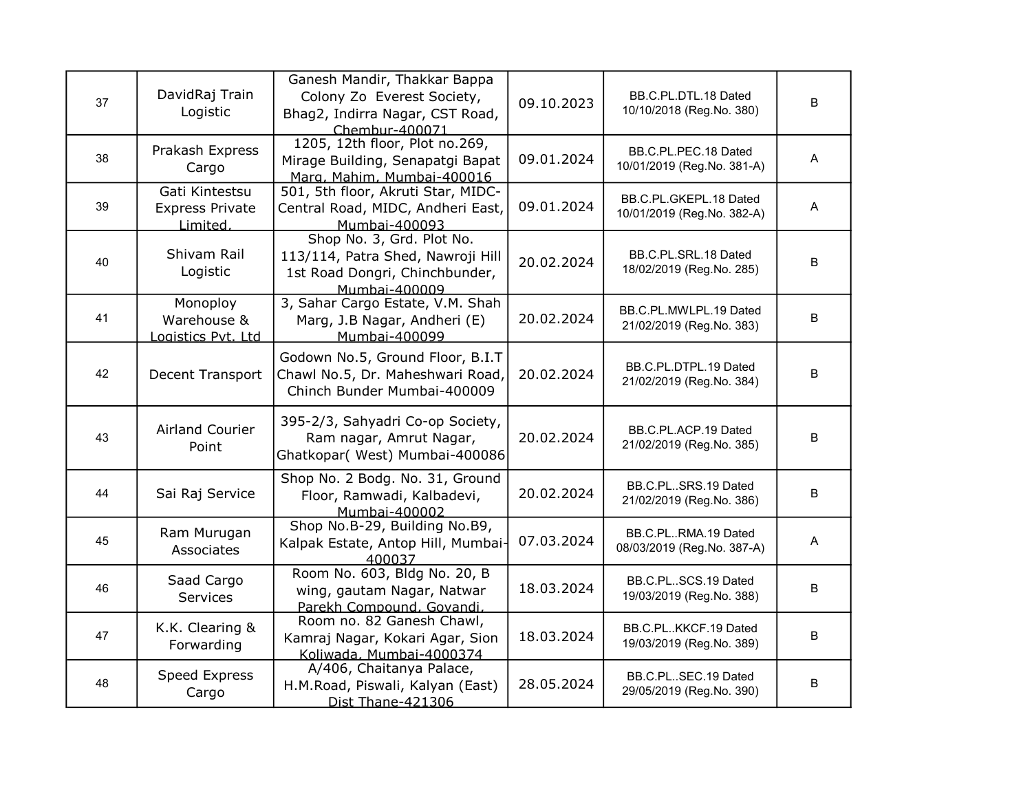| 37 | DavidRaj Train Logistic | Ganesh Mandir, Thakkar Bappa Colony Zo Everest Society, Bhag2, Indirra Nagar, CST Road, Chembur-400071 | 09.10.2023 | BB.C.PL.DTL.18 Dated 10/10/2018 (Reg.No. 380) | B |
|---|---|---|---|---|---|
| 38 | Prakash Express Cargo | 1205, 12th floor, Plot no.269, Mirage Building, Senapatgi Bapat Marg, Mahim, Mumbai-400016 | 09.01.2024 | BB.C.PL.PEC.18 Dated 10/01/2019 (Reg.No. 381-A) | A |
| 39 | Gati Kintestsu Express Private Limited. | 501, 5th floor, Akruti Star, MIDC-Central Road, MIDC, Andheri East, Mumbai-400093 | 09.01.2024 | BB.C.PL.GKEPL.18 Dated 10/01/2019 (Reg.No. 382-A) | A |
| 40 | Shivam Rail Logistic | Shop No. 3, Grd. Plot No. 113/114, Patra Shed, Nawroji Hill 1st Road Dongri, Chinchbunder, Mumbai-400009 | 20.02.2024 | BB.C.PL.SRL.18 Dated 18/02/2019 (Reg.No. 285) | B |
| 41 | Monoploy Warehouse & Logistics Pvt. Ltd | 3, Sahar Cargo Estate, V.M. Shah Marg, J.B Nagar, Andheri (E) Mumbai-400099 | 20.02.2024 | BB.C.PL.MWLPL.19 Dated 21/02/2019 (Reg.No. 383) | B |
| 42 | Decent Transport | Godown No.5, Ground Floor, B.I.T Chawl No.5, Dr. Maheshwari Road, Chinch Bunder Mumbai-400009 | 20.02.2024 | BB.C.PL.DTPL.19 Dated 21/02/2019 (Reg.No. 384) | B |
| 43 | Airland Courier Point | 395-2/3, Sahyadri Co-op Society, Ram nagar, Amrut Nagar, Ghatkopar( West) Mumbai-400086 | 20.02.2024 | BB.C.PL.ACP.19 Dated 21/02/2019 (Reg.No. 385) | B |
| 44 | Sai Raj Service | Shop No. 2 Bodg. No. 31, Ground Floor, Ramwadi, Kalbadevi, Mumbai-400002 | 20.02.2024 | BB.C.PL..SRS.19 Dated 21/02/2019 (Reg.No. 386) | B |
| 45 | Ram Murugan Associates | Shop No.B-29, Building No.B9, Kalpak Estate, Antop Hill, Mumbai-400037 | 07.03.2024 | BB.C.PL..RMA.19 Dated 08/03/2019 (Reg.No. 387-A) | A |
| 46 | Saad Cargo Services | Room No. 603, Bldg No. 20, B wing, gautam Nagar, Natwar Parekh Compound, Govandi, | 18.03.2024 | BB.C.PL..SCS.19 Dated 19/03/2019 (Reg.No. 388) | B |
| 47 | K.K. Clearing & Forwarding | Room no. 82 Ganesh Chawl, Kamraj Nagar, Kokari Agar, Sion Koliwada, Mumbai-4000374 | 18.03.2024 | BB.C.PL..KKCF.19 Dated 19/03/2019 (Reg.No. 389) | B |
| 48 | Speed Express Cargo | A/406, Chaitanya Palace, H.M.Road, Piswali, Kalyan (East) Dist Thane-421306 | 28.05.2024 | BB.C.PL..SEC.19 Dated 29/05/2019 (Reg.No. 390) | B |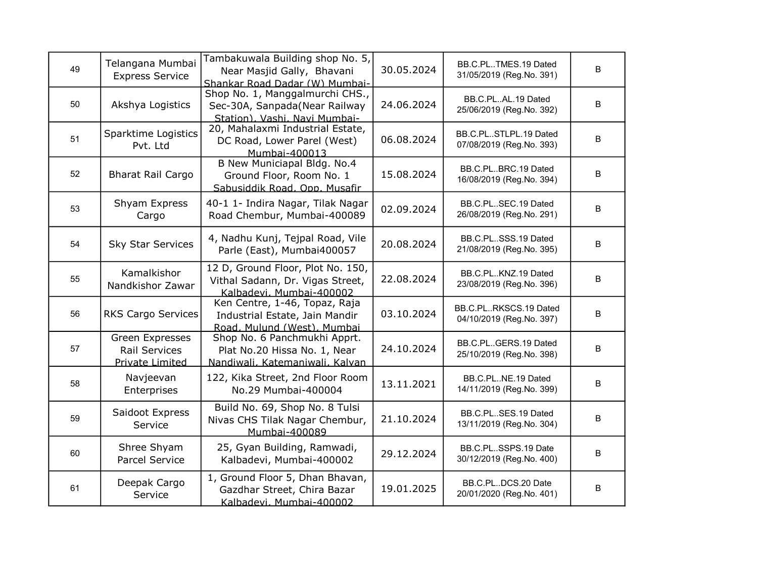| | | | | | |
|---|---|---|---|---|---|
| 49 | Telangana Mumbai Express Service | Tambakuwala Building shop No. 5, Near Masjid Gally, Bhavani Shankar Road Dadar (W) Mumbai- | 30.05.2024 | BB.C.PL..TMES.19 Dated 31/05/2019 (Reg.No. 391) | B |
| 50 | Akshya Logistics | Shop No. 1, Manggalmurchi CHS., Sec-30A, Sanpada(Near Railway Station), Vashi, Navi Mumbai- | 24.06.2024 | BB.C.PL..AL.19 Dated 25/06/2019 (Reg.No. 392) | B |
| 51 | Sparktime Logistics Pvt. Ltd | 20, Mahalaxmi Industrial Estate, DC Road, Lower Parel (West) Mumbai-400013 | 06.08.2024 | BB.C.PL..STLPL.19 Dated 07/08/2019 (Reg.No. 393) | B |
| 52 | Bharat Rail Cargo | B New Municiapal Bldg. No.4 Ground Floor, Room No. 1 Sabusiddik Road, Opp. Musafir | 15.08.2024 | BB.C.PL..BRC.19 Dated 16/08/2019 (Reg.No. 394) | B |
| 53 | Shyam Express Cargo | 40-1 1- Indira Nagar, Tilak Nagar Road Chembur, Mumbai-400089 | 02.09.2024 | BB.C.PL..SEC.19 Dated 26/08/2019 (Reg.No. 291) | B |
| 54 | Sky Star Services | 4, Nadhu Kunj, Tejpal Road, Vile Parle (East), Mumbai400057 | 20.08.2024 | BB.C.PL..SSS.19 Dated 21/08/2019 (Reg.No. 395) | B |
| 55 | Kamalkishor Nandkishor Zawar | 12 D, Ground Floor, Plot No. 150, Vithal Sadann, Dr. Vigas Street, Kalbadevi, Mumbai-400002 | 22.08.2024 | BB.C.PL..KNZ.19 Dated 23/08/2019 (Reg.No. 396) | B |
| 56 | RKS Cargo Services | Ken Centre, 1-46, Topaz, Raja Industrial Estate, Jain Mandir Road, Mulund (West), Mumbai | 03.10.2024 | BB.C.PL..RKSCS.19 Dated 04/10/2019 (Reg.No. 397) | B |
| 57 | Green Expresses Rail Services Private Limited | Shop No. 6 Panchmukhi Apprt. Plat No.20 Hissa No. 1, Near Nandiwali, Katemaniwali, Kalyan | 24.10.2024 | BB.C.PL..GERS.19 Dated 25/10/2019 (Reg.No. 398) | B |
| 58 | Navjeevan Enterprises | 122, Kika Street, 2nd Floor Room No.29 Mumbai-400004 | 13.11.2021 | BB.C.PL..NE.19 Dated 14/11/2019 (Reg.No. 399) | B |
| 59 | Saidoot Express Service | Build No. 69, Shop No. 8 Tulsi Nivas CHS Tilak Nagar Chembur, Mumbai-400089 | 21.10.2024 | BB.C.PL..SES.19 Dated 13/11/2019 (Reg.No. 304) | B |
| 60 | Shree Shyam Parcel Service | 25, Gyan Building, Ramwadi, Kalbadevi, Mumbai-400002 | 29.12.2024 | BB.C.PL..SSPS.19 Date 30/12/2019 (Reg.No. 400) | B |
| 61 | Deepak Cargo Service | 1, Ground Floor 5, Dhan Bhavan, Gazdhar Street, Chira Bazar Kalbadevi, Mumbai-400002 | 19.01.2025 | BB.C.PL..DCS.20 Date 20/01/2020 (Reg.No. 401) | B |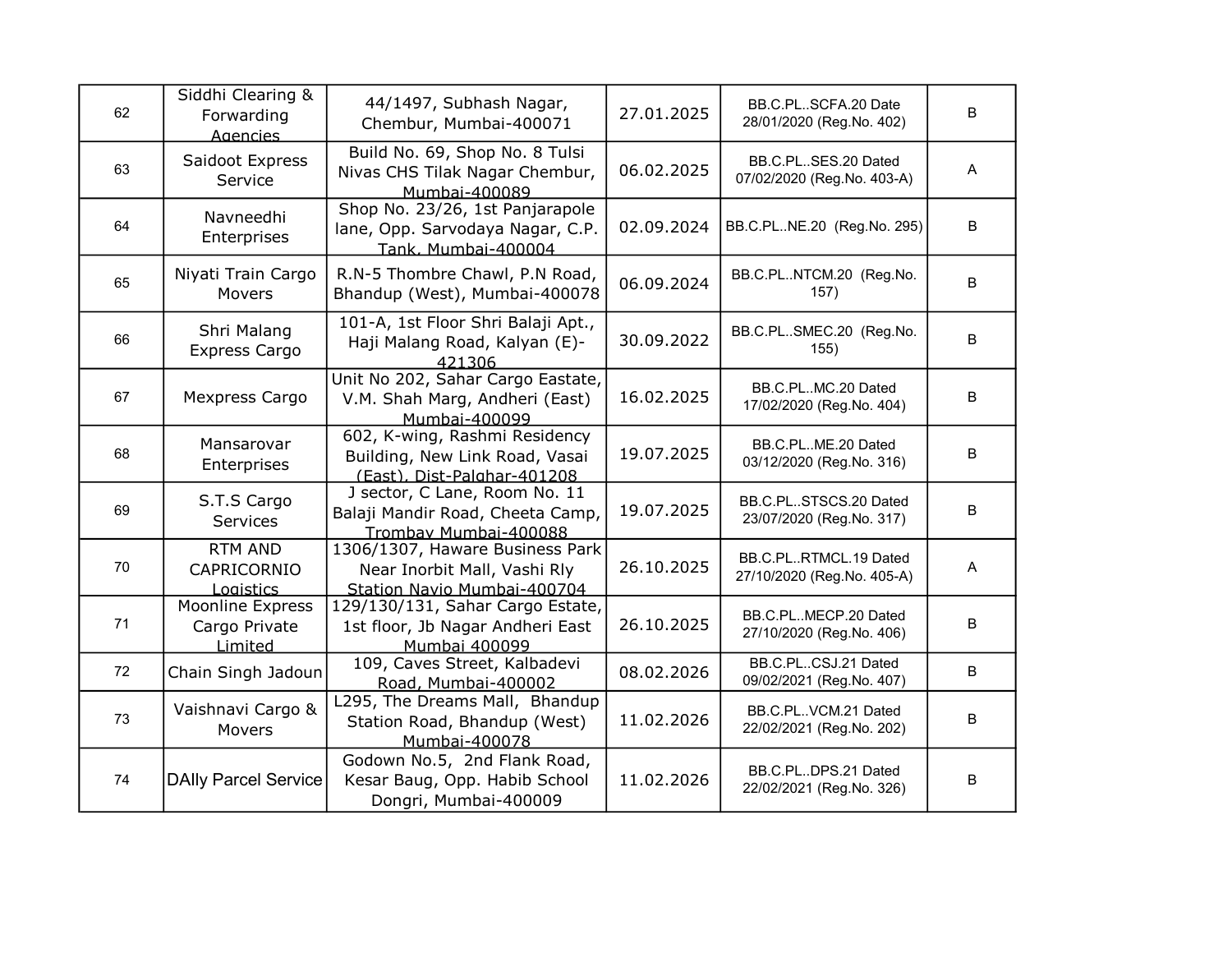| | | | | | |
|---|---|---|---|---|---|
| 62 | Siddhi Clearing & Forwarding Agencies | 44/1497, Subhash Nagar, Chembur, Mumbai-400071 | 27.01.2025 | BB.C.PL..SCFA.20 Date 28/01/2020 (Reg.No. 402) | B |
| 63 | Saidoot Express Service | Build No. 69, Shop No. 8 Tulsi Nivas CHS Tilak Nagar Chembur, Mumbai-400089 | 06.02.2025 | BB.C.PL..SES.20 Dated 07/02/2020 (Reg.No. 403-A) | A |
| 64 | Navneedhi Enterprises | Shop No. 23/26, 1st Panjarapole lane, Opp. Sarvodaya Nagar, C.P. Tank, Mumbai-400004 | 02.09.2024 | BB.C.PL..NE.20 (Reg.No. 295) | B |
| 65 | Niyati Train Cargo Movers | R.N-5 Thombre Chawl, P.N Road, Bhandup (West), Mumbai-400078 | 06.09.2024 | BB.C.PL..NTCM.20 (Reg.No. 157) | B |
| 66 | Shri Malang Express Cargo | 101-A, 1st Floor Shri Balaji Apt., Haji Malang Road, Kalyan (E)-421306 | 30.09.2022 | BB.C.PL..SMEC.20 (Reg.No. 155) | B |
| 67 | Mexpress Cargo | Unit No 202, Sahar Cargo Eastate, V.M. Shah Marg, Andheri (East) Mumbai-400099 | 16.02.2025 | BB.C.PL..MC.20 Dated 17/02/2020 (Reg.No. 404) | B |
| 68 | Mansarovar Enterprises | 602, K-wing, Rashmi Residency Building, New Link Road, Vasai (East), Dist-Palghar-401208 | 19.07.2025 | BB.C.PL..ME.20 Dated 03/12/2020 (Reg.No. 316) | B |
| 69 | S.T.S Cargo Services | J sector, C Lane, Room No. 11 Balaji Mandir Road, Cheeta Camp, Trombay Mumbai-400088 | 19.07.2025 | BB.C.PL..STSCS.20 Dated 23/07/2020 (Reg.No. 317) | B |
| 70 | RTM AND CAPRICORNIO Logistics | 1306/1307, Haware Business Park Near Inorbit Mall, Vashi Rly Station Navio Mumbai-400704 | 26.10.2025 | BB.C.PL..RTMCL.19 Dated 27/10/2020 (Reg.No. 405-A) | A |
| 71 | Moonline Express Cargo Private Limited | 129/130/131, Sahar Cargo Estate, 1st floor, Jb Nagar Andheri East Mumbai 400099 | 26.10.2025 | BB.C.PL..MECP.20 Dated 27/10/2020 (Reg.No. 406) | B |
| 72 | Chain Singh Jadoun | 109, Caves Street, Kalbadevi Road, Mumbai-400002 | 08.02.2026 | BB.C.PL..CSJ.21 Dated 09/02/2021 (Reg.No. 407) | B |
| 73 | Vaishnavi Cargo & Movers | L295, The Dreams Mall, Bhandup Station Road, Bhandup (West) Mumbai-400078 | 11.02.2026 | BB.C.PL..VCM.21 Dated 22/02/2021 (Reg.No. 202) | B |
| 74 | DAlly Parcel Service | Godown No.5, 2nd Flank Road, Kesar Baug, Opp. Habib School Dongri, Mumbai-400009 | 11.02.2026 | BB.C.PL..DPS.21 Dated 22/02/2021 (Reg.No. 326) | B |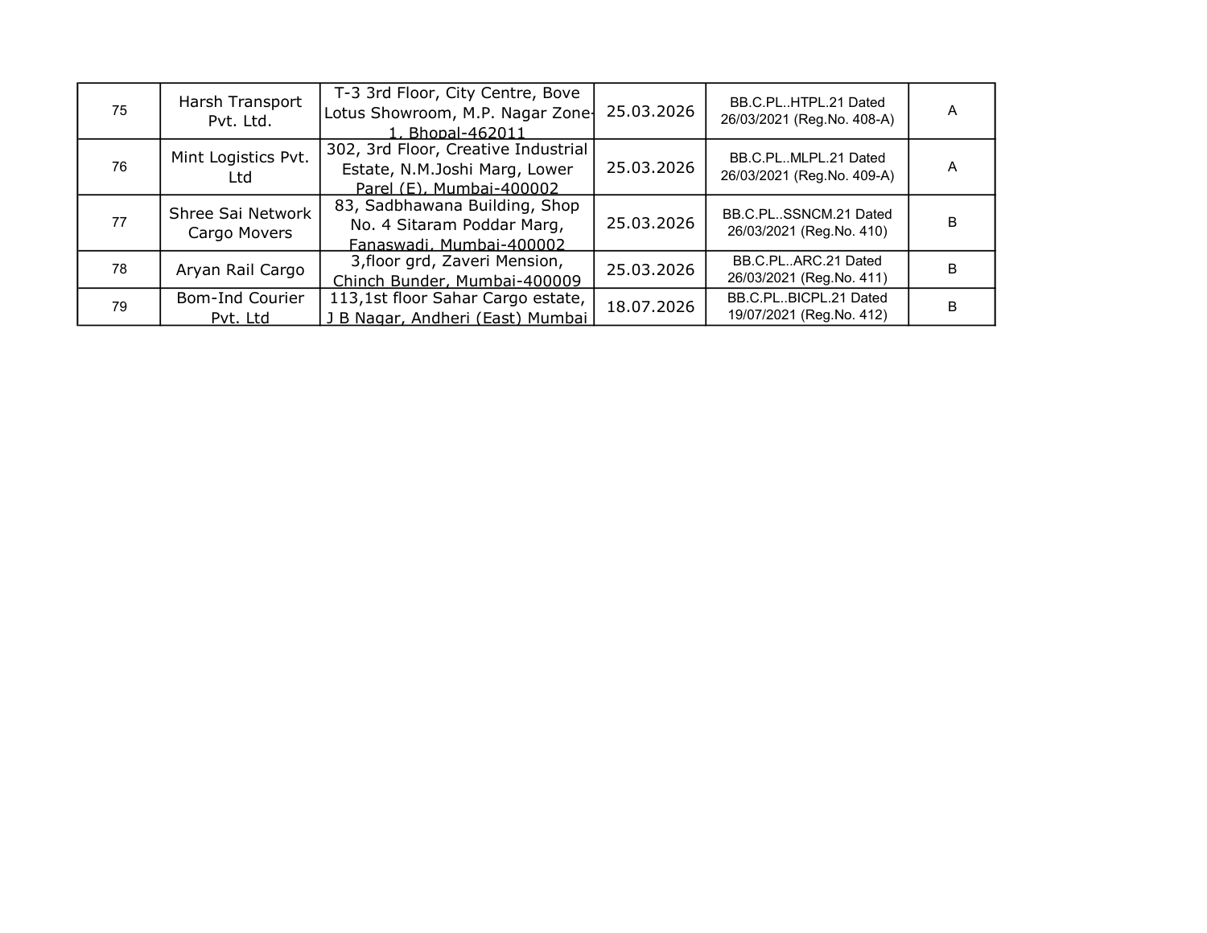| | | | | | |
|---|---|---|---|---|---|
| 75 | Harsh Transport Pvt. Ltd. | T-3 3rd Floor, City Centre, Bove Lotus Showroom, M.P. Nagar Zone-1, Bhopal-462011 | 25.03.2026 | BB.C.PL..HTPL.21 Dated 26/03/2021 (Reg.No. 408-A) | A |
| 76 | Mint Logistics Pvt. Ltd | 302, 3rd Floor, Creative Industrial Estate, N.M.Joshi Marg, Lower Parel (E), Mumbai-400002 | 25.03.2026 | BB.C.PL..MLPL.21 Dated 26/03/2021 (Reg.No. 409-A) | A |
| 77 | Shree Sai Network Cargo Movers | 83, Sadbhawana Building, Shop No. 4 Sitaram Poddar Marg, Fanaswadi, Mumbai-400002 | 25.03.2026 | BB.C.PL..SSNCM.21 Dated 26/03/2021 (Reg.No. 410) | B |
| 78 | Aryan Rail Cargo | 3,floor grd, Zaveri Mension, Chinch Bunder, Mumbai-400009 | 25.03.2026 | BB.C.PL..ARC.21 Dated 26/03/2021 (Reg.No. 411) | B |
| 79 | Bom-Ind Courier Pvt. Ltd | 113,1st floor Sahar Cargo estate, J B Nagar, Andheri (East) Mumbai | 18.07.2026 | BB.C.PL..BICPL.21 Dated 19/07/2021 (Reg.No. 412) | B |